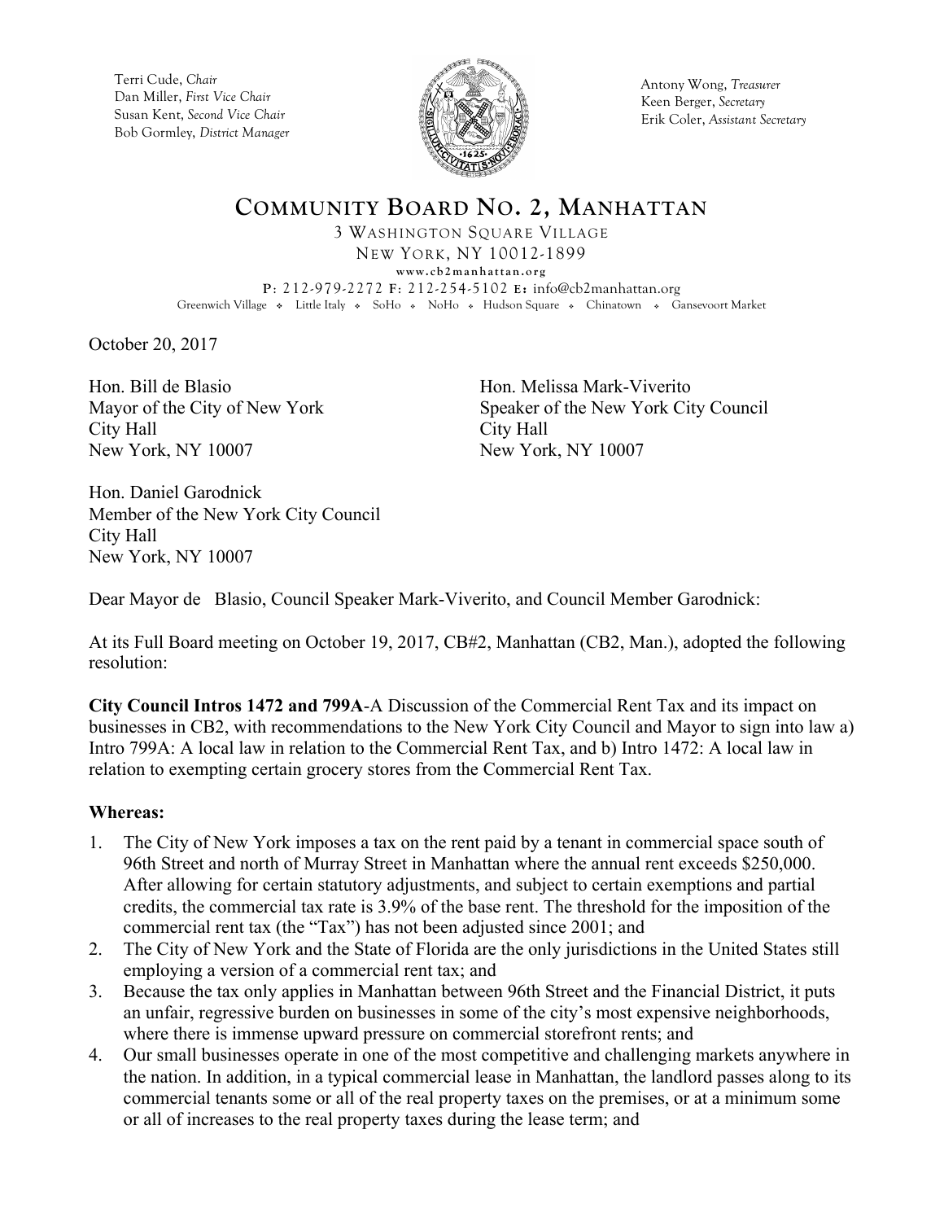Terri Cude, *Chair*
Dan Miller, *First Vice Chair*
Susan Kent, *Second Vice Chair*
Bob Gormley, *District Manager*

Antony Wong, *Treasurer*
Keen Berger, *Secretary*
Erik Coler, *Assistant Secretary*

# COMMUNITY BOARD NO. 2, MANHATTAN

3 WASHINGTON SQUARE VILLAGE
NEW YORK, NY 10012-1899
www.cb2manhattan.org
P: 212-979-2272 F: 212-254-5102 E: info@cb2manhattan.org
Greenwich Village ❖ Little Italy ❖ SoHo ❖ NoHo ❖ Hudson Square ❖ Chinatown ❖ Gansevoort Market

October 20, 2017

Hon. Bill de Blasio
Mayor of the City of New York
City Hall
New York, NY 10007

Hon. Melissa Mark-Viverito
Speaker of the New York City Council
City Hall
New York, NY 10007

Hon. Daniel Garodnick
Member of the New York City Council
City Hall
New York, NY 10007

Dear Mayor de Blasio, Council Speaker Mark-Viverito, and Council Member Garodnick:

At its Full Board meeting on October 19, 2017, CB#2, Manhattan (CB2, Man.), adopted the following resolution:

**City Council Intros 1472 and 799A**-A Discussion of the Commercial Rent Tax and its impact on businesses in CB2, with recommendations to the New York City Council and Mayor to sign into law a) Intro 799A: A local law in relation to the Commercial Rent Tax, and b) Intro 1472: A local law in relation to exempting certain grocery stores from the Commercial Rent Tax.

**Whereas:**

1. The City of New York imposes a tax on the rent paid by a tenant in commercial space south of 96th Street and north of Murray Street in Manhattan where the annual rent exceeds $250,000. After allowing for certain statutory adjustments, and subject to certain exemptions and partial credits, the commercial tax rate is 3.9% of the base rent. The threshold for the imposition of the commercial rent tax (the "Tax") has not been adjusted since 2001; and
2. The City of New York and the State of Florida are the only jurisdictions in the United States still employing a version of a commercial rent tax; and
3. Because the tax only applies in Manhattan between 96th Street and the Financial District, it puts an unfair, regressive burden on businesses in some of the city's most expensive neighborhoods, where there is immense upward pressure on commercial storefront rents; and
4. Our small businesses operate in one of the most competitive and challenging markets anywhere in the nation. In addition, in a typical commercial lease in Manhattan, the landlord passes along to its commercial tenants some or all of the real property taxes on the premises, or at a minimum some or all of increases to the real property taxes during the lease term; and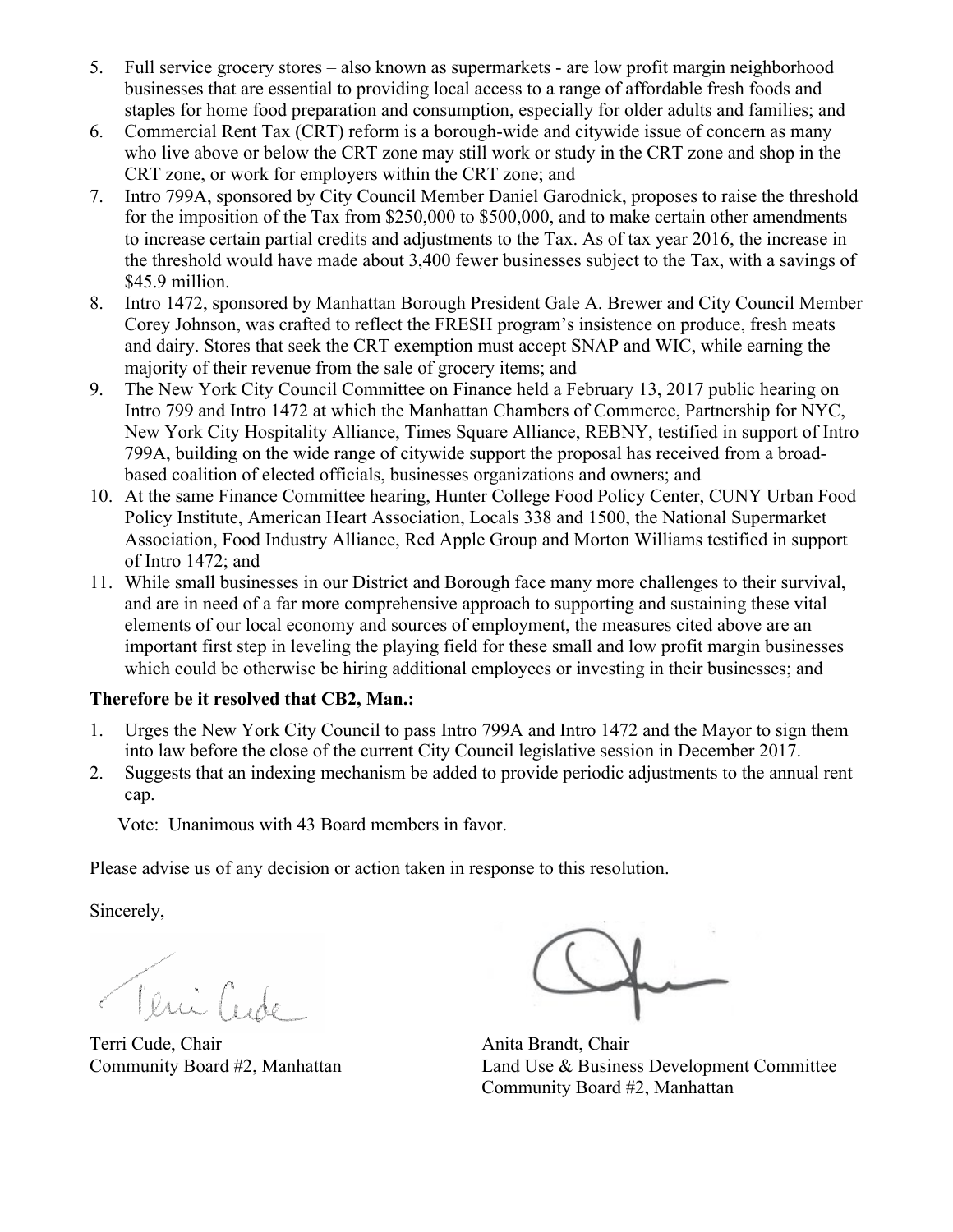5. Full service grocery stores – also known as supermarkets - are low profit margin neighborhood businesses that are essential to providing local access to a range of affordable fresh foods and staples for home food preparation and consumption, especially for older adults and families; and
6. Commercial Rent Tax (CRT) reform is a borough-wide and citywide issue of concern as many who live above or below the CRT zone may still work or study in the CRT zone and shop in the CRT zone, or work for employers within the CRT zone; and
7. Intro 799A, sponsored by City Council Member Daniel Garodnick, proposes to raise the threshold for the imposition of the Tax from $250,000 to $500,000, and to make certain other amendments to increase certain partial credits and adjustments to the Tax. As of tax year 2016, the increase in the threshold would have made about 3,400 fewer businesses subject to the Tax, with a savings of $45.9 million.
8. Intro 1472, sponsored by Manhattan Borough President Gale A. Brewer and City Council Member Corey Johnson, was crafted to reflect the FRESH program's insistence on produce, fresh meats and dairy. Stores that seek the CRT exemption must accept SNAP and WIC, while earning the majority of their revenue from the sale of grocery items; and
9. The New York City Council Committee on Finance held a February 13, 2017 public hearing on Intro 799 and Intro 1472 at which the Manhattan Chambers of Commerce, Partnership for NYC, New York City Hospitality Alliance, Times Square Alliance, REBNY, testified in support of Intro 799A, building on the wide range of citywide support the proposal has received from a broad-based coalition of elected officials, businesses organizations and owners; and
10. At the same Finance Committee hearing, Hunter College Food Policy Center, CUNY Urban Food Policy Institute, American Heart Association, Locals 338 and 1500, the National Supermarket Association, Food Industry Alliance, Red Apple Group and Morton Williams testified in support of Intro 1472; and
11. While small businesses in our District and Borough face many more challenges to their survival, and are in need of a far more comprehensive approach to supporting and sustaining these vital elements of our local economy and sources of employment, the measures cited above are an important first step in leveling the playing field for these small and low profit margin businesses which could be otherwise be hiring additional employees or investing in their businesses; and

**Therefore be it resolved that CB2, Man.:**

1. Urges the New York City Council to pass Intro 799A and Intro 1472 and the Mayor to sign them into law before the close of the current City Council legislative session in December 2017.
2. Suggests that an indexing mechanism be added to provide periodic adjustments to the annual rent cap.

Vote: Unanimous with 43 Board members in favor.

Please advise us of any decision or action taken in response to this resolution.

Sincerely,

Terri Cude, Chair
Community Board #2, Manhattan

Anita Brandt, Chair
Land Use & Business Development Committee
Community Board #2, Manhattan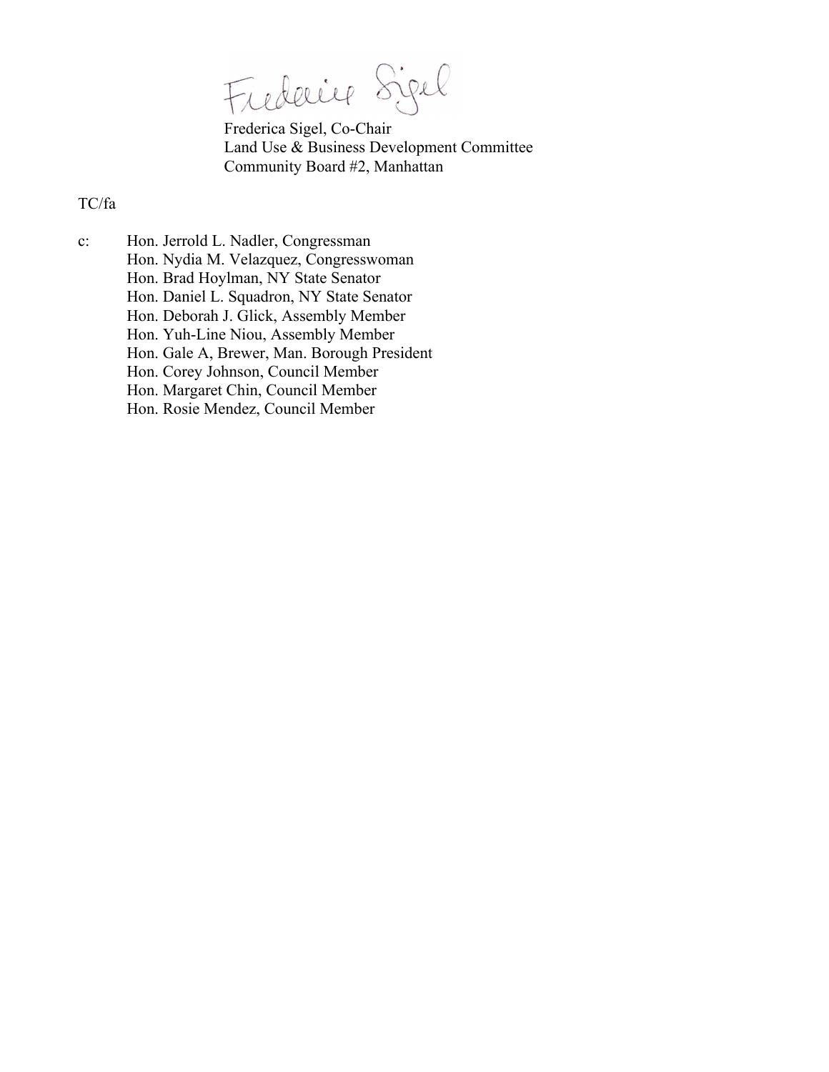Frederica Sigel

Frederica Sigel, Co-Chair
Land Use & Business Development Committee
Community Board #2, Manhattan

TC/fa

c: Hon. Jerrold L. Nadler, Congressman
Hon. Nydia M. Velazquez, Congresswoman
Hon. Brad Hoylman, NY State Senator
Hon. Daniel L. Squadron, NY State Senator
Hon. Deborah J. Glick, Assembly Member
Hon. Yuh-Line Niou, Assembly Member
Hon. Gale A, Brewer, Man. Borough President
Hon. Corey Johnson, Council Member
Hon. Margaret Chin, Council Member
Hon. Rosie Mendez, Council Member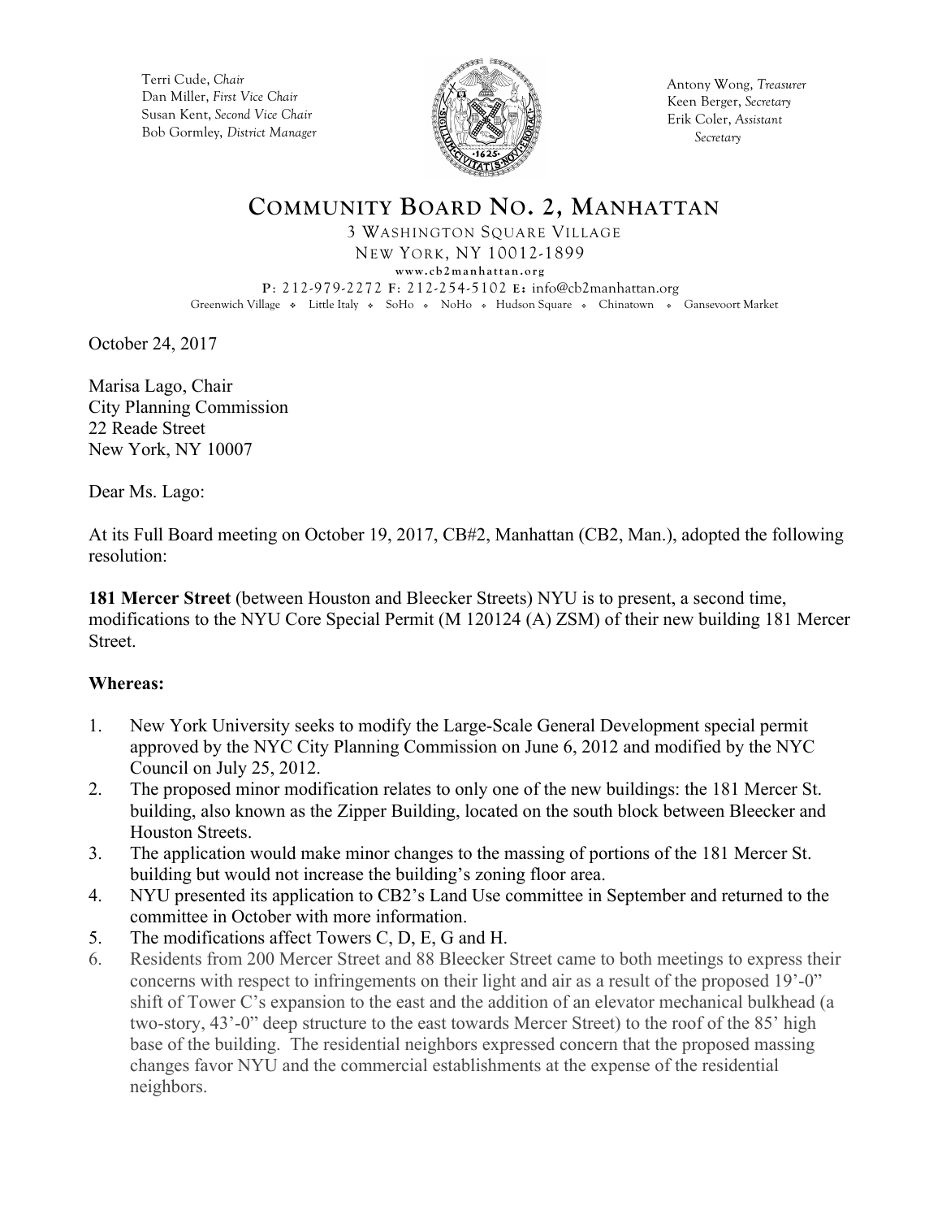Terri Cude, *Chair*
Dan Miller, *First Vice Chair*
Susan Kent, *Second Vice Chair*
Bob Gormley, *District Manager*

Antony Wong, *Treasurer*
Keen Berger, *Secretary*
Erik Coler, *Assistant Secretary*

# COMMUNITY BOARD NO. 2, MANHATTAN

3 WASHINGTON SQUARE VILLAGE
NEW YORK, NY 10012-1899
www.cb2manhattan.org
P: 212-979-2272 F: 212-254-5102 E: info@cb2manhattan.org
Greenwich Village ❖ Little Italy ❖ SoHo ❖ NoHo ❖ Hudson Square ❖ Chinatown ❖ Gansevoort Market

October 24, 2017

Marisa Lago, Chair
City Planning Commission
22 Reade Street
New York, NY 10007

Dear Ms. Lago:

At its Full Board meeting on October 19, 2017, CB#2, Manhattan (CB2, Man.), adopted the following resolution:

**181 Mercer Street** (between Houston and Bleecker Streets) NYU is to present, a second time, modifications to the NYU Core Special Permit (M 120124 (A) ZSM) of their new building 181 Mercer Street.

**Whereas:**

1. New York University seeks to modify the Large-Scale General Development special permit approved by the NYC City Planning Commission on June 6, 2012 and modified by the NYC Council on July 25, 2012.
2. The proposed minor modification relates to only one of the new buildings: the 181 Mercer St. building, also known as the Zipper Building, located on the south block between Bleecker and Houston Streets.
3. The application would make minor changes to the massing of portions of the 181 Mercer St. building but would not increase the building's zoning floor area.
4. NYU presented its application to CB2's Land Use committee in September and returned to the committee in October with more information.
5. The modifications affect Towers C, D, E, G and H.
6. Residents from 200 Mercer Street and 88 Bleecker Street came to both meetings to express their concerns with respect to infringements on their light and air as a result of the proposed 19'-0" shift of Tower C's expansion to the east and the addition of an elevator mechanical bulkhead (a two-story, 43'-0" deep structure to the east towards Mercer Street) to the roof of the 85' high base of the building. The residential neighbors expressed concern that the proposed massing changes favor NYU and the commercial establishments at the expense of the residential neighbors.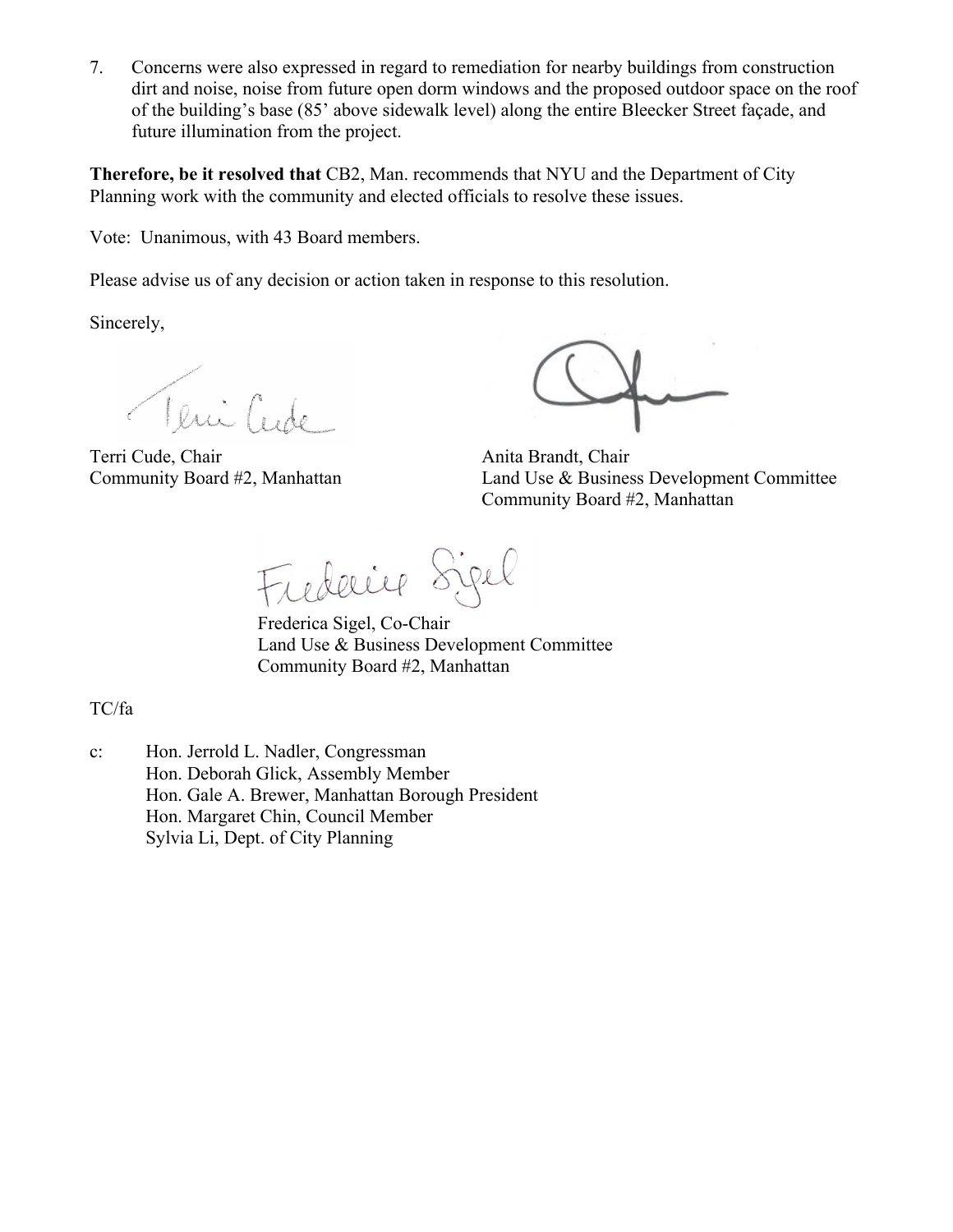7. Concerns were also expressed in regard to remediation for nearby buildings from construction dirt and noise, noise from future open dorm windows and the proposed outdoor space on the roof of the building's base (85' above sidewalk level) along the entire Bleecker Street façade, and future illumination from the project.

**Therefore, be it resolved that** CB2, Man. recommends that NYU and the Department of City Planning work with the community and elected officials to resolve these issues.

Vote: Unanimous, with 43 Board members.

Please advise us of any decision or action taken in response to this resolution.

Sincerely,

Terri Cude, Chair
Community Board #2, Manhattan

Anita Brandt, Chair
Land Use & Business Development Committee
Community Board #2, Manhattan

Frederica Sigel, Co-Chair
Land Use & Business Development Committee
Community Board #2, Manhattan

TC/fa

c: Hon. Jerrold L. Nadler, Congressman
Hon. Deborah Glick, Assembly Member
Hon. Gale A. Brewer, Manhattan Borough President
Hon. Margaret Chin, Council Member
Sylvia Li, Dept. of City Planning